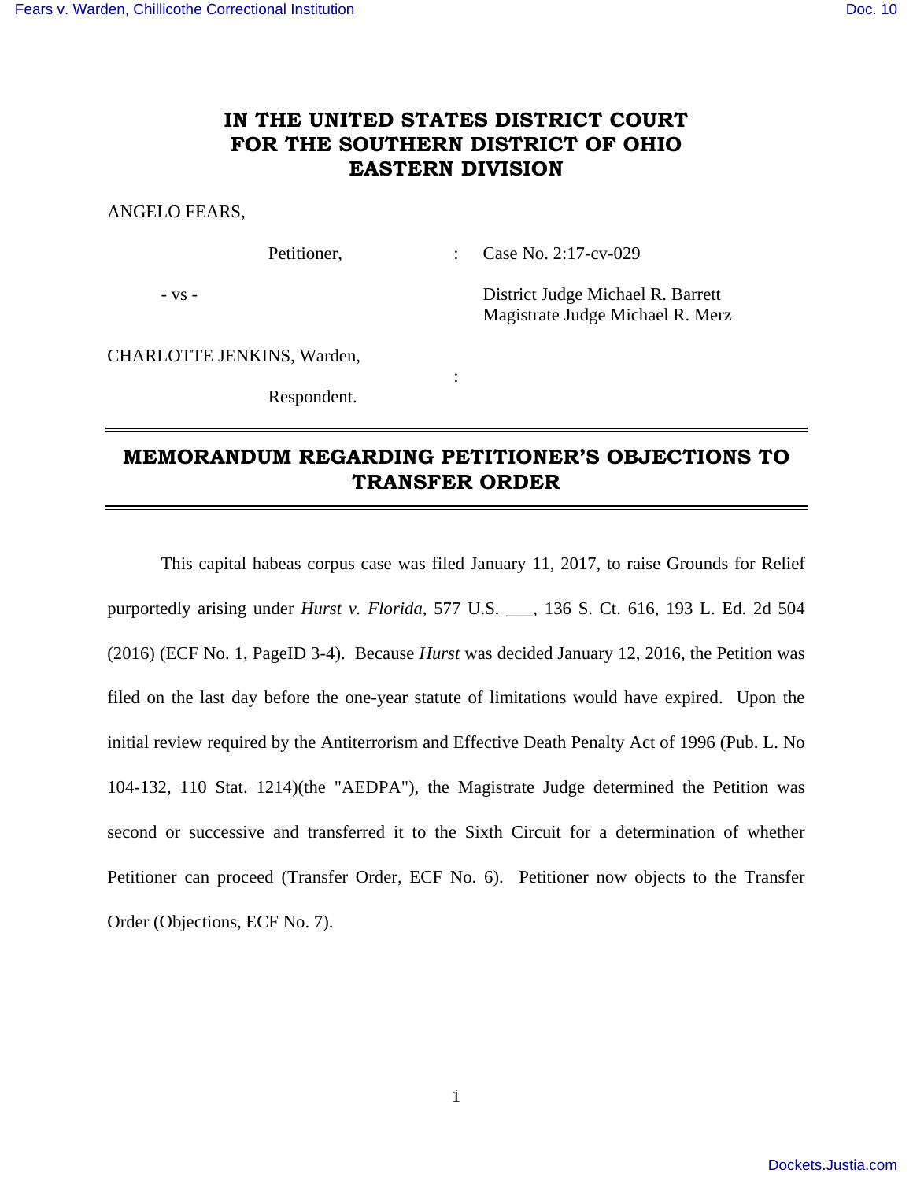# IN THE UNITED STATES DISTRICT COURT FOR THE SOUTHERN DISTRICT OF OHIO EASTERN DIVISION

ANGELO FEARS,

Petitioner, : Case No. 2:17-cv-029

\- vs - District Judge Michael R. Barrett
Magistrate Judge Michael R. Merz

CHARLOTTE JENKINS, Warden,
:
Respondent.

---

## MEMORANDUM REGARDING PETITIONER'S OBJECTIONS TO TRANSFER ORDER

---

This capital habeas corpus case was filed January 11, 2017, to raise Grounds for Relief purportedly arising under *Hurst v. Florida*, 577 U.S. \_\_\_, 136 S. Ct. 616, 193 L. Ed. 2d 504 (2016) (ECF No. 1, PageID 3-4). Because *Hurst* was decided January 12, 2016, the Petition was filed on the last day before the one-year statute of limitations would have expired. Upon the initial review required by the Antiterrorism and Effective Death Penalty Act of 1996 (Pub. L. No 104-132, 110 Stat. 1214)(the "AEDPA"), the Magistrate Judge determined the Petition was second or successive and transferred it to the Sixth Circuit for a determination of whether Petitioner can proceed (Transfer Order, ECF No. 6). Petitioner now objects to the Transfer Order (Objections, ECF No. 7).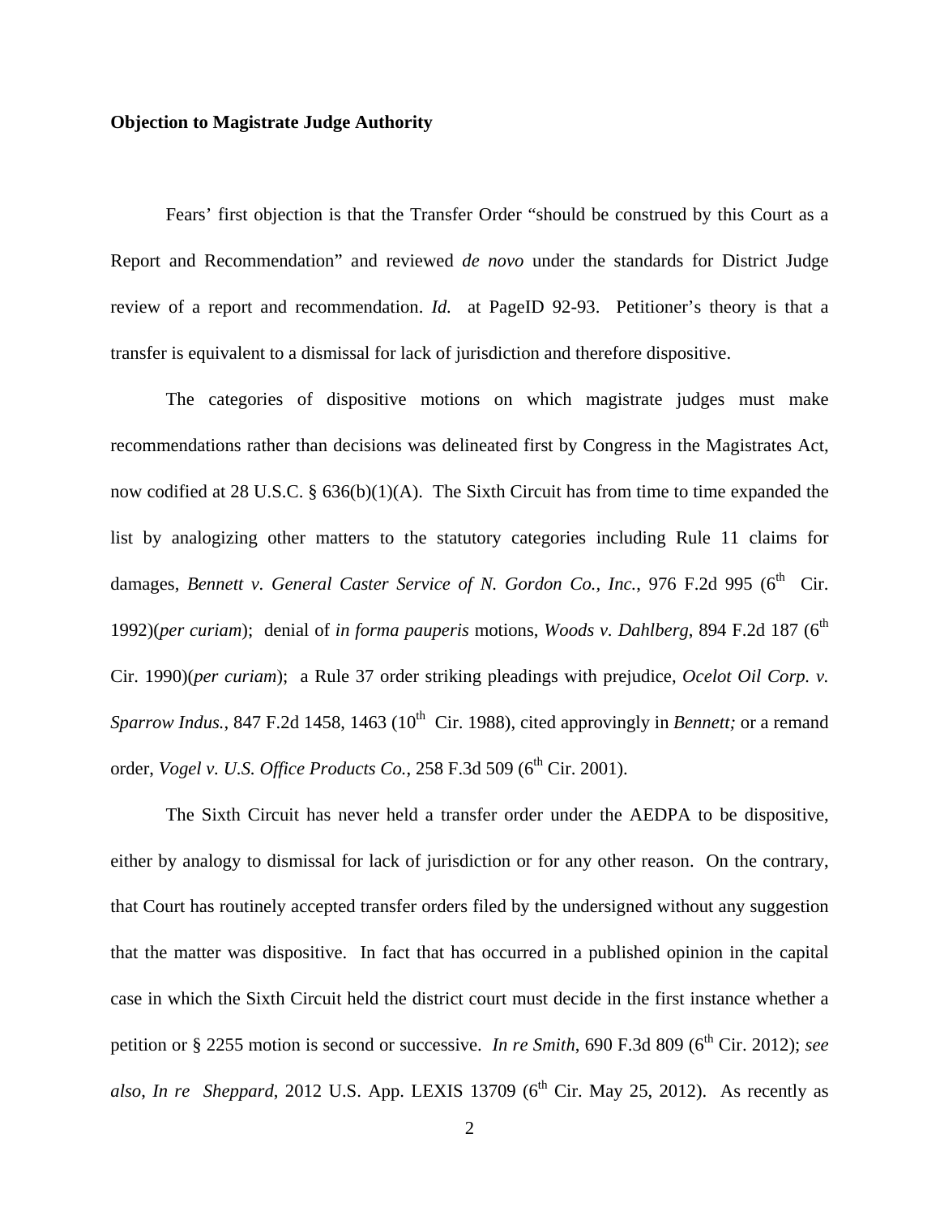**Objection to Magistrate Judge Authority**

Fears' first objection is that the Transfer Order "should be construed by this Court as a Report and Recommendation" and reviewed *de novo* under the standards for District Judge review of a report and recommendation. *Id.* at PageID 92-93. Petitioner's theory is that a transfer is equivalent to a dismissal for lack of jurisdiction and therefore dispositive.

The categories of dispositive motions on which magistrate judges must make recommendations rather than decisions was delineated first by Congress in the Magistrates Act, now codified at 28 U.S.C. § 636(b)(1)(A). The Sixth Circuit has from time to time expanded the list by analogizing other matters to the statutory categories including Rule 11 claims for damages, *Bennett v. General Caster Service of N. Gordon Co., Inc.*, 976 F.2d 995 (6th Cir. 1992)(*per curiam*); denial of *in forma pauperis* motions, *Woods v. Dahlberg*, 894 F.2d 187 (6th Cir. 1990)(*per curiam*); a Rule 37 order striking pleadings with prejudice, *Ocelot Oil Corp. v. Sparrow Indus.*, 847 F.2d 1458, 1463 (10th Cir. 1988), cited approvingly in *Bennett;* or a remand order, *Vogel v. U.S. Office Products Co.*, 258 F.3d 509 (6th Cir. 2001).

The Sixth Circuit has never held a transfer order under the AEDPA to be dispositive, either by analogy to dismissal for lack of jurisdiction or for any other reason. On the contrary, that Court has routinely accepted transfer orders filed by the undersigned without any suggestion that the matter was dispositive. In fact that has occurred in a published opinion in the capital case in which the Sixth Circuit held the district court must decide in the first instance whether a petition or § 2255 motion is second or successive. *In re Smith*, 690 F.3d 809 (6th Cir. 2012); *see also*, *In re Sheppard*, 2012 U.S. App. LEXIS 13709 (6th Cir. May 25, 2012). As recently as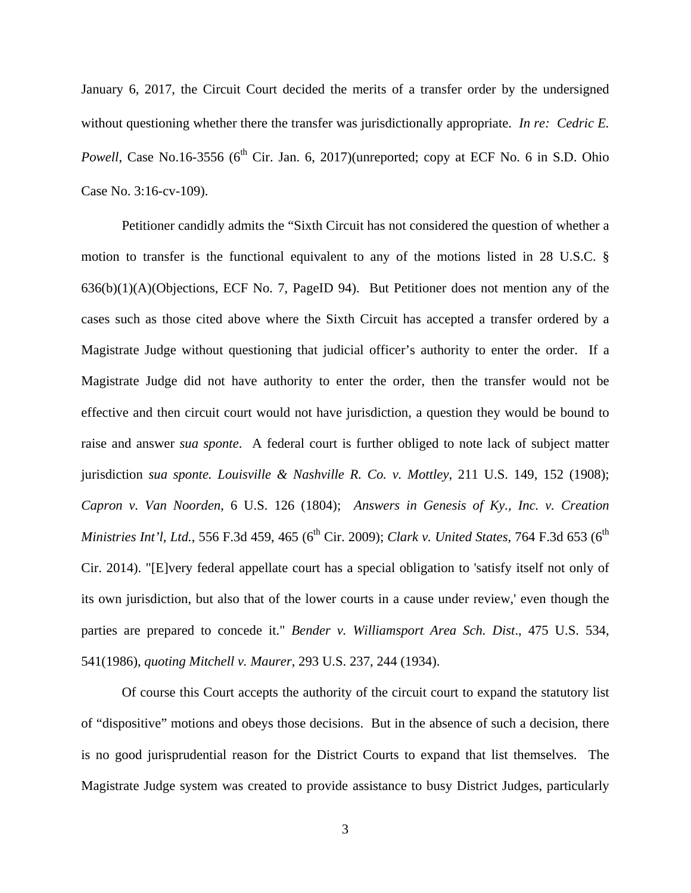January 6, 2017, the Circuit Court decided the merits of a transfer order by the undersigned without questioning whether there the transfer was jurisdictionally appropriate. *In re: Cedric E. Powell*, Case No.16-3556 (6th Cir. Jan. 6, 2017)(unreported; copy at ECF No. 6 in S.D. Ohio Case No. 3:16-cv-109).

Petitioner candidly admits the "Sixth Circuit has not considered the question of whether a motion to transfer is the functional equivalent to any of the motions listed in 28 U.S.C. § 636(b)(1)(A)(Objections, ECF No. 7, PageID 94). But Petitioner does not mention any of the cases such as those cited above where the Sixth Circuit has accepted a transfer ordered by a Magistrate Judge without questioning that judicial officer's authority to enter the order. If a Magistrate Judge did not have authority to enter the order, then the transfer would not be effective and then circuit court would not have jurisdiction, a question they would be bound to raise and answer *sua sponte*. A federal court is further obliged to note lack of subject matter jurisdiction *sua sponte. Louisville & Nashville R. Co. v. Mottley*, 211 U.S. 149, 152 (1908); *Capron v. Van Noorden*, 6 U.S. 126 (1804); *Answers in Genesis of Ky., Inc. v. Creation Ministries Int'l, Ltd.*, 556 F.3d 459, 465 (6th Cir. 2009); *Clark v. United States*, 764 F.3d 653 (6th Cir. 2014). "[E]very federal appellate court has a special obligation to 'satisfy itself not only of its own jurisdiction, but also that of the lower courts in a cause under review,' even though the parties are prepared to concede it." *Bender v. Williamsport Area Sch. Dist*., 475 U.S. 534, 541(1986), *quoting Mitchell v. Maurer*, 293 U.S. 237, 244 (1934).

Of course this Court accepts the authority of the circuit court to expand the statutory list of "dispositive" motions and obeys those decisions. But in the absence of such a decision, there is no good jurisprudential reason for the District Courts to expand that list themselves. The Magistrate Judge system was created to provide assistance to busy District Judges, particularly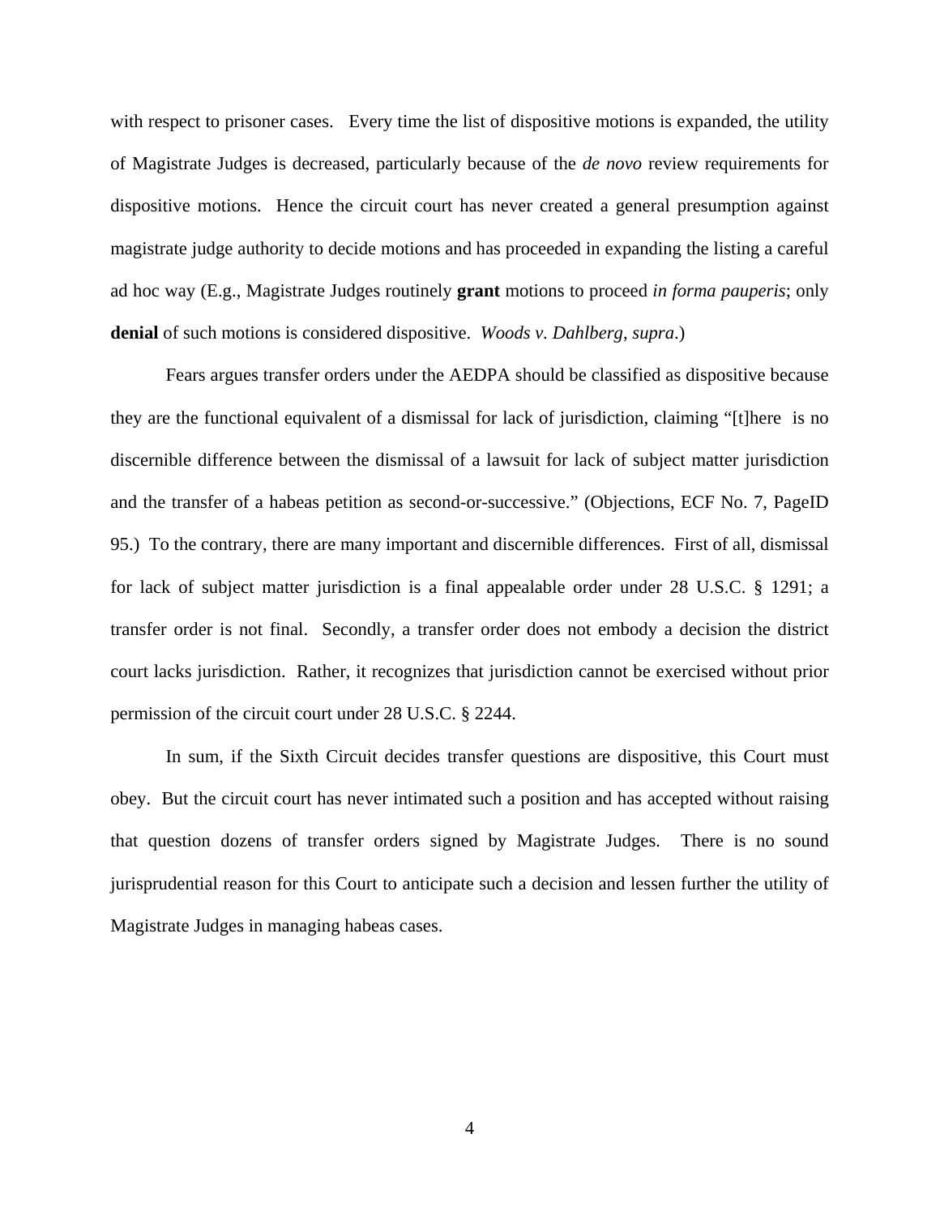with respect to prisoner cases. Every time the list of dispositive motions is expanded, the utility of Magistrate Judges is decreased, particularly because of the *de novo* review requirements for dispositive motions. Hence the circuit court has never created a general presumption against magistrate judge authority to decide motions and has proceeded in expanding the listing a careful ad hoc way (E.g., Magistrate Judges routinely **grant** motions to proceed *in forma pauperis*; only **denial** of such motions is considered dispositive. *Woods v. Dahlberg*, *supra*.)

Fears argues transfer orders under the AEDPA should be classified as dispositive because they are the functional equivalent of a dismissal for lack of jurisdiction, claiming "[t]here is no discernible difference between the dismissal of a lawsuit for lack of subject matter jurisdiction and the transfer of a habeas petition as second-or-successive." (Objections, ECF No. 7, PageID 95.) To the contrary, there are many important and discernible differences. First of all, dismissal for lack of subject matter jurisdiction is a final appealable order under 28 U.S.C. § 1291; a transfer order is not final. Secondly, a transfer order does not embody a decision the district court lacks jurisdiction. Rather, it recognizes that jurisdiction cannot be exercised without prior permission of the circuit court under 28 U.S.C. § 2244.

In sum, if the Sixth Circuit decides transfer questions are dispositive, this Court must obey. But the circuit court has never intimated such a position and has accepted without raising that question dozens of transfer orders signed by Magistrate Judges. There is no sound jurisprudential reason for this Court to anticipate such a decision and lessen further the utility of Magistrate Judges in managing habeas cases.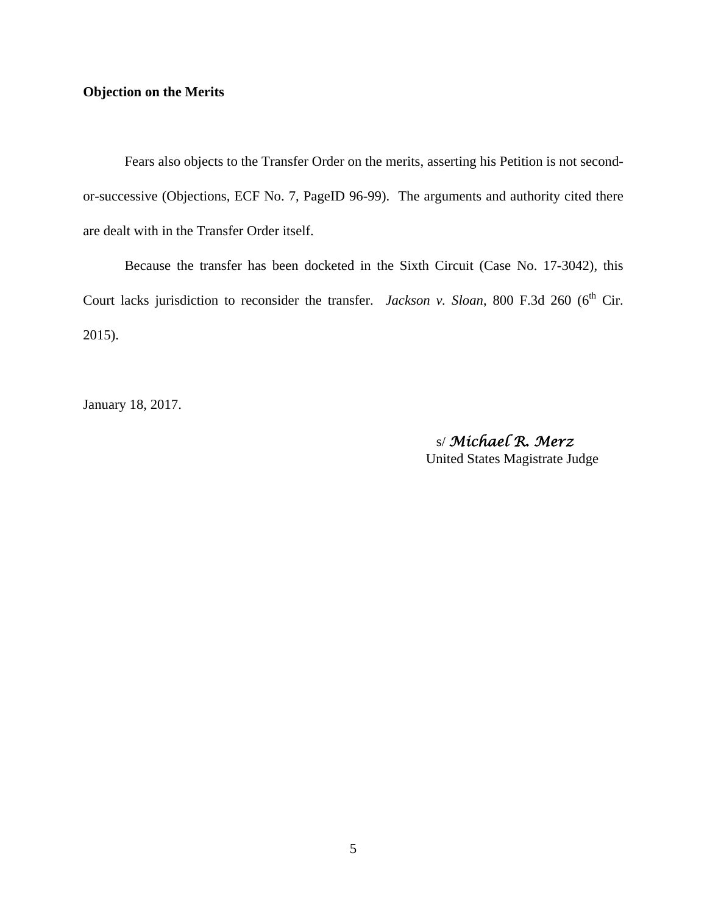**Objection on the Merits**

Fears also objects to the Transfer Order on the merits, asserting his Petition is not second-or-successive (Objections, ECF No. 7, PageID 96-99). The arguments and authority cited there are dealt with in the Transfer Order itself.

Because the transfer has been docketed in the Sixth Circuit (Case No. 17-3042), this Court lacks jurisdiction to reconsider the transfer. *Jackson v. Sloan*, 800 F.3d 260 (6th Cir. 2015).

January 18, 2017.

s/ *Michael R. Merz*
United States Magistrate Judge